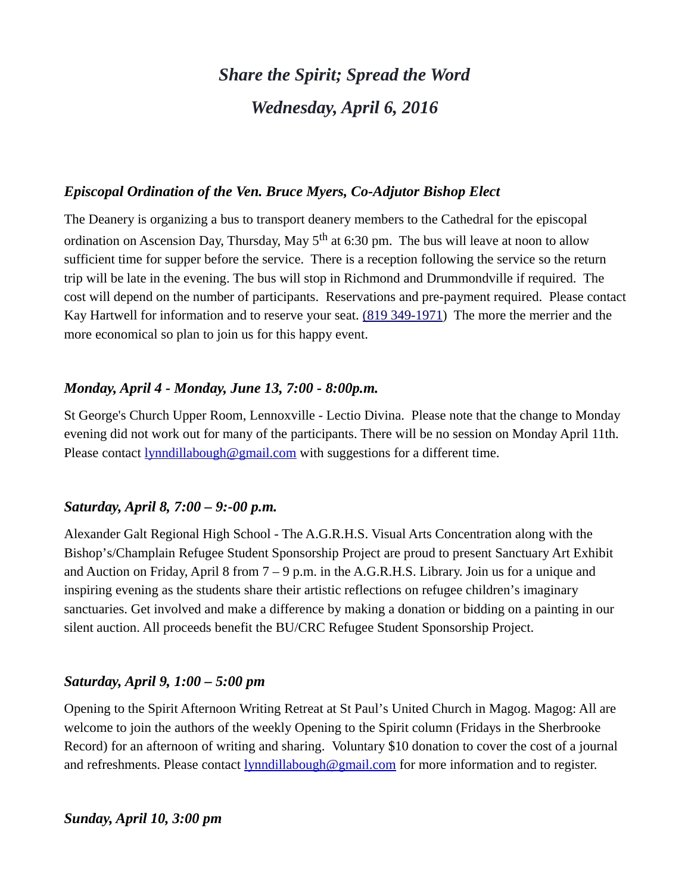# *Share the Spirit; Spread the Word*

# *Wednesday, April 6, 2016*

### *Episcopal Ordination of the Ven. Bruce Myers, Co-Adjutor Bishop Elect*

The Deanery is organizing a bus to transport deanery members to the Cathedral for the episcopal ordination on Ascension Day, Thursday, May 5th at 6:30 pm. The bus will leave at noon to allow sufficient time for supper before the service. There is a reception following the service so the return trip will be late in the evening. The bus will stop in Richmond and Drummondville if required. The cost will depend on the number of participants. Reservations and pre-payment required. Please contact Kay Hartwell for information and to reserve your seat. (819 349-1971) The more the merrier and the more economical so plan to join us for this happy event.

### *Monday, April 4 - Monday, June 13, 7:00 - 8:00p.m.*

St George's Church Upper Room, Lennoxville - Lectio Divina. Please note that the change to Monday evening did not work out for many of the participants. There will be no session on Monday April 11th. Please contact lynndillabough@gmail.com with suggestions for a different time.

### *Saturday, April 8, 7:00 – 9:-00 p.m.*

Alexander Galt Regional High School - The A.G.R.H.S. Visual Arts Concentration along with the Bishop's/Champlain Refugee Student Sponsorship Project are proud to present Sanctuary Art Exhibit and Auction on Friday, April 8 from 7 – 9 p.m. in the A.G.R.H.S. Library. Join us for a unique and inspiring evening as the students share their artistic reflections on refugee children's imaginary sanctuaries. Get involved and make a difference by making a donation or bidding on a painting in our silent auction. All proceeds benefit the BU/CRC Refugee Student Sponsorship Project.

### *Saturday, April 9, 1:00 – 5:00 pm*

Opening to the Spirit Afternoon Writing Retreat at St Paul's United Church in Magog. Magog: All are welcome to join the authors of the weekly Opening to the Spirit column (Fridays in the Sherbrooke Record) for an afternoon of writing and sharing. Voluntary $10 donation to cover the cost of a journal and refreshments. Please contact lynndillabough@gmail.com for more information and to register.

### *Sunday, April 10, 3:00 pm*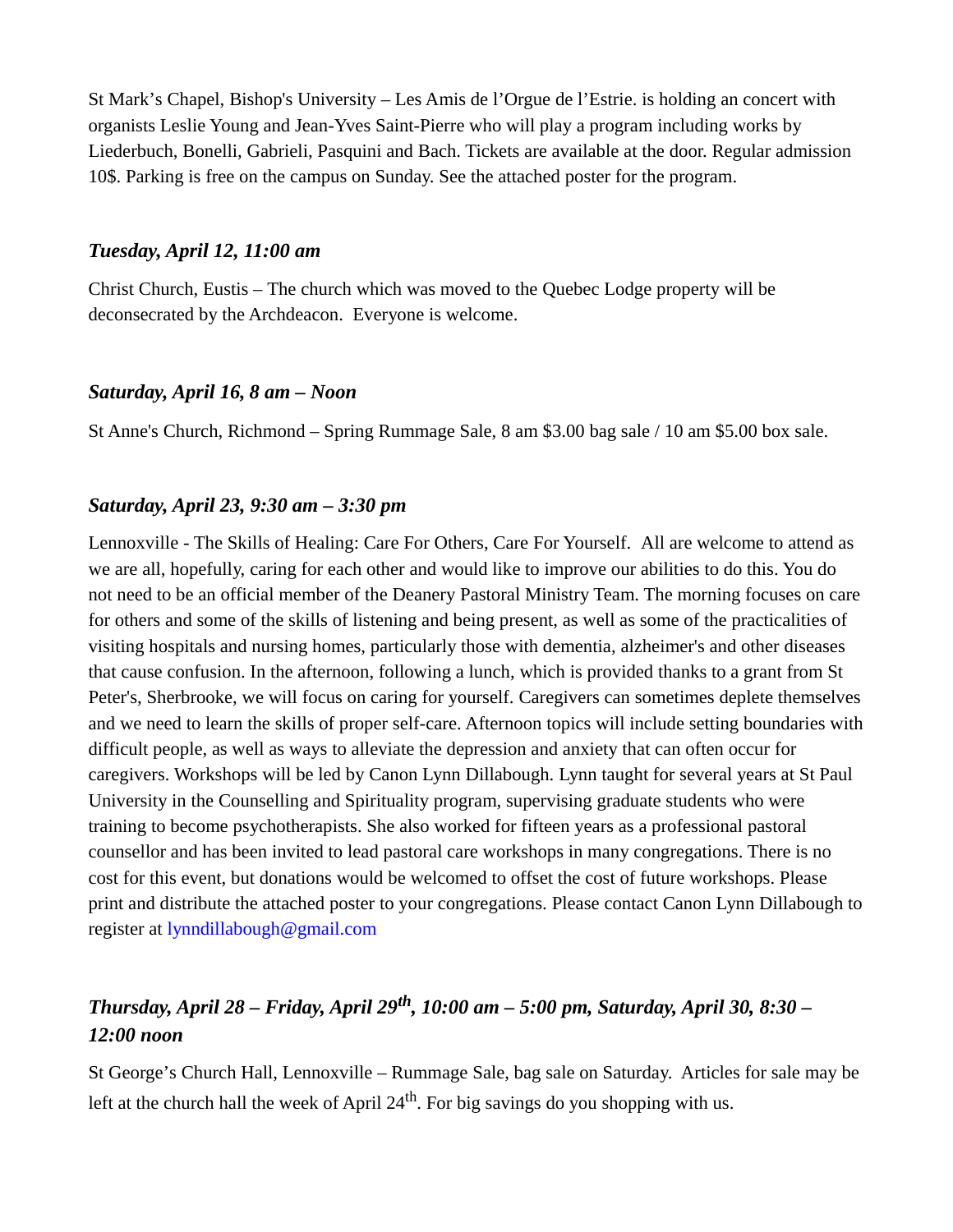St Mark’s Chapel, Bishop's University – Les Amis de l’Orgue de l’Estrie. is holding an concert with organists Leslie Young and Jean-Yves Saint-Pierre who will play a program including works by Liederbuch, Bonelli, Gabrieli, Pasquini and Bach. Tickets are available at the door. Regular admission 10$. Parking is free on the campus on Sunday. See the attached poster for the program.

***Tuesday, April 12, 11:00 am***

Christ Church, Eustis – The church which was moved to the Quebec Lodge property will be deconsecrated by the Archdeacon.  Everyone is welcome.

***Saturday, April 16, 8 am – Noon***

St Anne's Church, Richmond – Spring Rummage Sale, 8 am $3.00 bag sale / 10 am $5.00 box sale.

***Saturday, April 23, 9:30 am – 3:30 pm***

Lennoxville - The Skills of Healing: Care For Others, Care For Yourself.  All are welcome to attend as we are all, hopefully, caring for each other and would like to improve our abilities to do this. You do not need to be an official member of the Deanery Pastoral Ministry Team. The morning focuses on care for others and some of the skills of listening and being present, as well as some of the practicalities of visiting hospitals and nursing homes, particularly those with dementia, alzheimer's and other diseases that cause confusion. In the afternoon, following a lunch, which is provided thanks to a grant from St Peter's, Sherbrooke, we will focus on caring for yourself. Caregivers can sometimes deplete themselves and we need to learn the skills of proper self-care. Afternoon topics will include setting boundaries with difficult people, as well as ways to alleviate the depression and anxiety that can often occur for caregivers. Workshops will be led by Canon Lynn Dillabough. Lynn taught for several years at St Paul University in the Counselling and Spirituality program, supervising graduate students who were training to become psychotherapists. She also worked for fifteen years as a professional pastoral counsellor and has been invited to lead pastoral care workshops in many congregations. There is no cost for this event, but donations would be welcomed to offset the cost of future workshops. Please print and distribute the attached poster to your congregations. Please contact Canon Lynn Dillabough to register at lynndillabough@gmail.com

***Thursday, April 28 – Friday, April 29th, 10:00 am – 5:00 pm, Saturday, April 30, 8:30 – 12:00 noon***

St George’s Church Hall, Lennoxville – Rummage Sale, bag sale on Saturday.  Articles for sale may be left at the church hall the week of April 24th. For big savings do you shopping with us.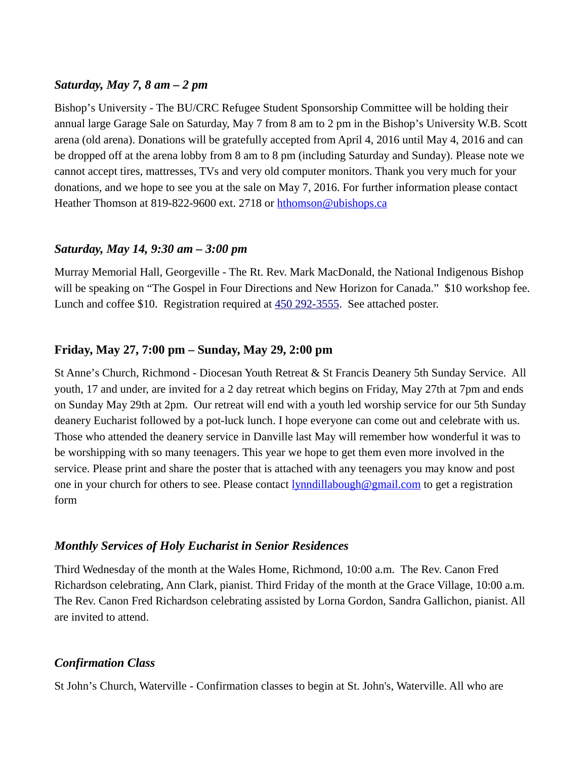### *Saturday, May 7, 8 am – 2 pm*

Bishop's University - The BU/CRC Refugee Student Sponsorship Committee will be holding their annual large Garage Sale on Saturday, May 7 from 8 am to 2 pm in the Bishop's University W.B. Scott arena (old arena). Donations will be gratefully accepted from April 4, 2016 until May 4, 2016 and can be dropped off at the arena lobby from 8 am to 8 pm (including Saturday and Sunday). Please note we cannot accept tires, mattresses, TVs and very old computer monitors. Thank you very much for your donations, and we hope to see you at the sale on May 7, 2016. For further information please contact Heather Thomson at 819-822-9600 ext. 2718 or hthomson@ubishops.ca

### *Saturday, May 14, 9:30 am – 3:00 pm*

Murray Memorial Hall, Georgeville - The Rt. Rev. Mark MacDonald, the National Indigenous Bishop will be speaking on "The Gospel in Four Directions and New Horizon for Canada." $10 workshop fee. Lunch and coffee $10. Registration required at 450 292-3555. See attached poster.

### **Friday, May 27, 7:00 pm – Sunday, May 29, 2:00 pm**

St Anne's Church, Richmond - Diocesan Youth Retreat & St Francis Deanery 5th Sunday Service. All youth, 17 and under, are invited for a 2 day retreat which begins on Friday, May 27th at 7pm and ends on Sunday May 29th at 2pm. Our retreat will end with a youth led worship service for our 5th Sunday deanery Eucharist followed by a pot-luck lunch. I hope everyone can come out and celebrate with us. Those who attended the deanery service in Danville last May will remember how wonderful it was to be worshipping with so many teenagers. This year we hope to get them even more involved in the service. Please print and share the poster that is attached with any teenagers you may know and post one in your church for others to see. Please contact lynndillabough@gmail.com to get a registration form

### *Monthly Services of Holy Eucharist in Senior Residences*

Third Wednesday of the month at the Wales Home, Richmond, 10:00 a.m. The Rev. Canon Fred Richardson celebrating, Ann Clark, pianist. Third Friday of the month at the Grace Village, 10:00 a.m. The Rev. Canon Fred Richardson celebrating assisted by Lorna Gordon, Sandra Gallichon, pianist. All are invited to attend.

### *Confirmation Class*

St John's Church, Waterville - Confirmation classes to begin at St. John's, Waterville. All who are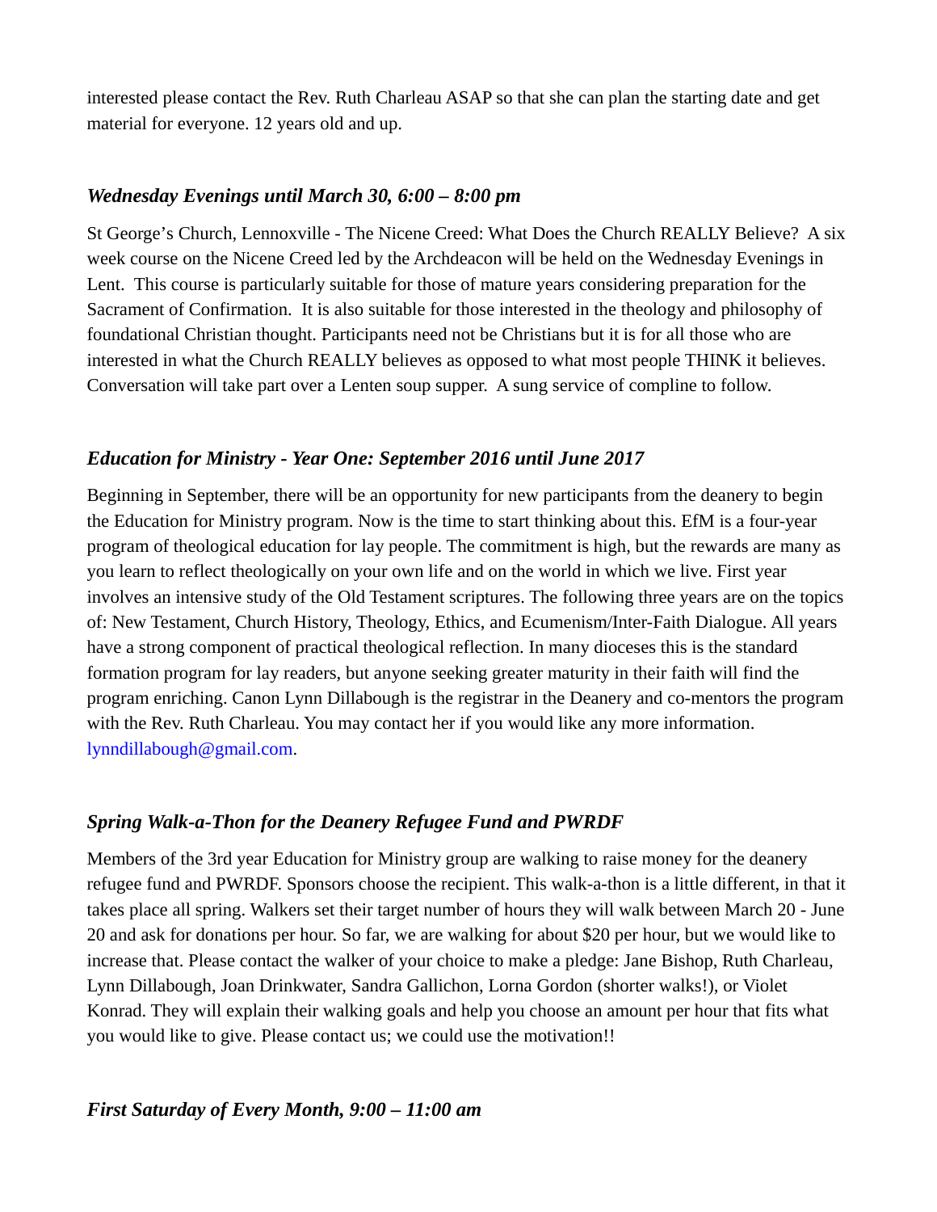interested please contact the Rev. Ruth Charleau ASAP so that she can plan the starting date and get material for everyone. 12 years old and up.

### *Wednesday Evenings until March 30, 6:00 – 8:00 pm*

St George's Church, Lennoxville - The Nicene Creed: What Does the Church REALLY Believe? A six week course on the Nicene Creed led by the Archdeacon will be held on the Wednesday Evenings in Lent. This course is particularly suitable for those of mature years considering preparation for the Sacrament of Confirmation. It is also suitable for those interested in the theology and philosophy of foundational Christian thought. Participants need not be Christians but it is for all those who are interested in what the Church REALLY believes as opposed to what most people THINK it believes. Conversation will take part over a Lenten soup supper. A sung service of compline to follow.

### *Education for Ministry - Year One: September 2016 until June 2017*

Beginning in September, there will be an opportunity for new participants from the deanery to begin the Education for Ministry program. Now is the time to start thinking about this. EfM is a four-year program of theological education for lay people. The commitment is high, but the rewards are many as you learn to reflect theologically on your own life and on the world in which we live. First year involves an intensive study of the Old Testament scriptures. The following three years are on the topics of: New Testament, Church History, Theology, Ethics, and Ecumenism/Inter-Faith Dialogue. All years have a strong component of practical theological reflection. In many dioceses this is the standard formation program for lay readers, but anyone seeking greater maturity in their faith will find the program enriching. Canon Lynn Dillabough is the registrar in the Deanery and co-mentors the program with the Rev. Ruth Charleau. You may contact her if you would like any more information. lynndillabough@gmail.com.

### *Spring Walk-a-Thon for the Deanery Refugee Fund and PWRDF*

Members of the 3rd year Education for Ministry group are walking to raise money for the deanery refugee fund and PWRDF. Sponsors choose the recipient. This walk-a-thon is a little different, in that it takes place all spring. Walkers set their target number of hours they will walk between March 20 - June 20 and ask for donations per hour. So far, we are walking for about $20 per hour, but we would like to increase that. Please contact the walker of your choice to make a pledge: Jane Bishop, Ruth Charleau, Lynn Dillabough, Joan Drinkwater, Sandra Gallichon, Lorna Gordon (shorter walks!), or Violet Konrad. They will explain their walking goals and help you choose an amount per hour that fits what you would like to give. Please contact us; we could use the motivation!!

### *First Saturday of Every Month, 9:00 – 11:00 am*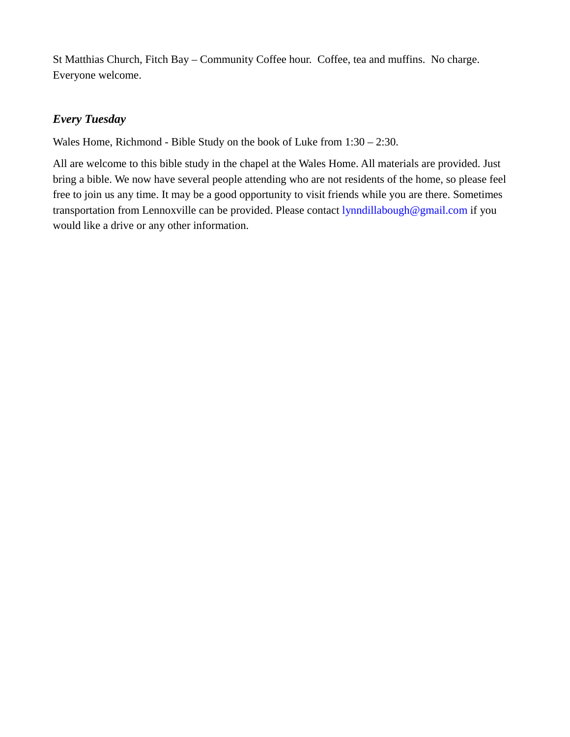St Matthias Church, Fitch Bay – Community Coffee hour. Coffee, tea and muffins. No charge. Everyone welcome.

### ***Every Tuesday***

Wales Home, Richmond - Bible Study on the book of Luke from 1:30 – 2:30.

All are welcome to this bible study in the chapel at the Wales Home. All materials are provided. Just bring a bible. We now have several people attending who are not residents of the home, so please feel free to join us any time. It may be a good opportunity to visit friends while you are there. Sometimes transportation from Lennoxville can be provided. Please contact lynndillabough@gmail.com if you would like a drive or any other information.